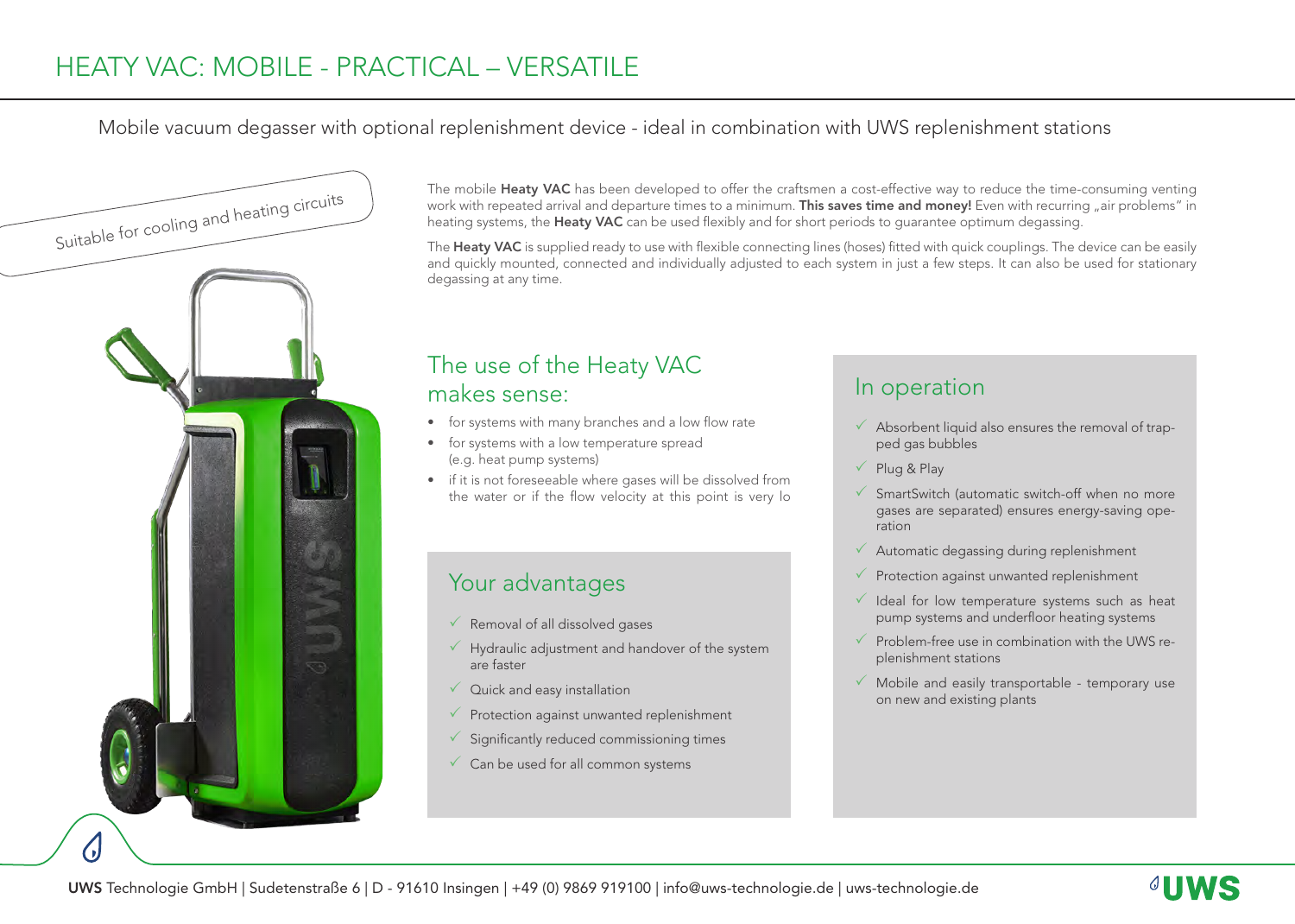# HEATY VAC: MOBILE - PRACTICAL – VERSATILE

Mobile vacuum degasser with optional replenishment device - ideal in combination with UWS replenishment stations

Suitable for cooling and heating circuits

The mobile **Heaty VAC** has been developed to offer the craftsmen a cost-effective way to reduce the time-consuming venting work with repeated arrival and departure times to a minimum. **This saves time and money!** Even with recurring „air problems" in heating systems, the **Heaty VAC** can be used flexibly and for short periods to guarantee optimum degassing.

The **Heaty VAC** is supplied ready to use with flexible connecting lines (hoses) fitted with quick couplings. The device can be easily and quickly mounted, connected and individually adjusted to each system in just a few steps. It can also be used for stationary degassing at any time.

## The use of the Heaty VAC makes sense:

- for systems with many branches and a low flow rate
- for systems with a low temperature spread (e.g. heat pump systems)
- if it is not foreseeable where gases will be dissolved from the water or if the flow velocity at this point is very lo

## Your advantages

- ✓ Removal of all dissolved gases
- ✓ Hydraulic adjustment and handover of the system are faster
- ✓ Quick and easy installation
- ✓ Protection against unwanted replenishment
- ✓ Significantly reduced commissioning times
- ✓ Can be used for all common systems

## In operation

- ✓ Absorbent liquid also ensures the removal of trapped gas bubbles
- ✓ Plug & Play
- ✓ SmartSwitch (automatic switch-off when no more gases are separated) ensures energy-saving operation
- ✓ Automatic degassing during replenishment
- ✓ Protection against unwanted replenishment
- ✓ Ideal for low temperature systems such as heat pump systems and underfloor heating systems
- ✓ Problem-free use in combination with the UWS replenishment stations
- ✓ Mobile and easily transportable - temporary use on new and existing plants

**UWS** Technologie GmbH | Sudetenstraße 6 | D - 91610 Insingen | +49 (0) 9869 919100 | info@uws-technologie.de | uws-technologie.de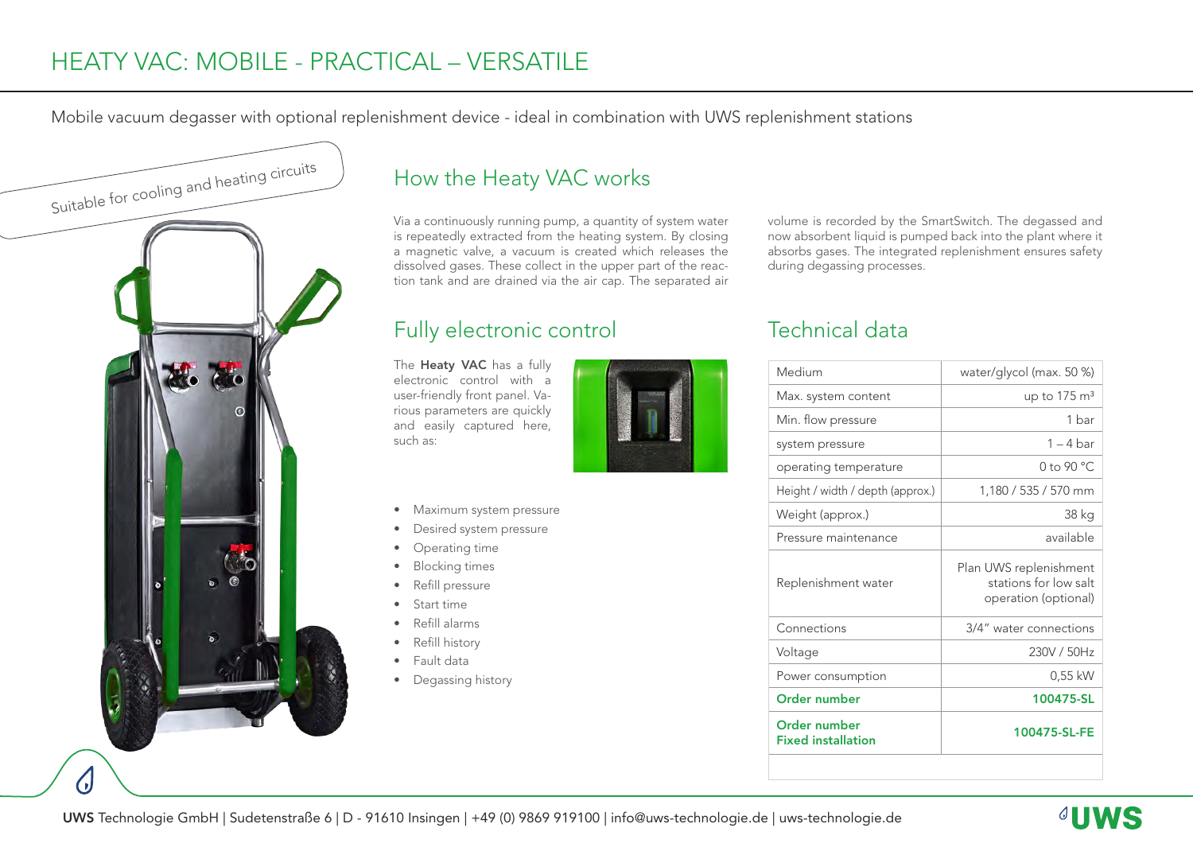# HEATY VAC: MOBILE - PRACTICAL – VERSATILE

Mobile vacuum degasser with optional replenishment device - ideal in combination with UWS replenishment stations

Suitable for cooling and heating circuits

## How the Heaty VAC works

Via a continuously running pump, a quantity of system water is repeatedly extracted from the heating system. By closing a magnetic valve, a vacuum is created which releases the dissolved gases. These collect in the upper part of the reaction tank and are drained via the air cap. The separated air volume is recorded by the SmartSwitch. The degassed and now absorbent liquid is pumped back into the plant where it absorbs gases. The integrated replenishment ensures safety during degassing processes.

## Fully electronic control

The **Heaty VAC** has a fully electronic control with a user-friendly front panel. Various parameters are quickly and easily captured here, such as:

- Maximum system pressure
- Desired system pressure
- Operating time
- Blocking times
- Refill pressure
- Start time
- Refill alarms
- Refill history
- Fault data
- Degassing history

## Technical data

| | |
|---|---|
| Medium | water/glycol (max. 50 %) |
| Max. system content | up to 175 m³ |
| Min. flow pressure | 1 bar |
| system pressure | 1 – 4 bar |
| operating temperature | 0 to 90 °C |
| Height / width / depth (approx.) | 1,180 / 535 / 570 mm |
| Weight (approx.) | 38 kg |
| Pressure maintenance | available |
| Replenishment water | Plan UWS replenishment stations for low salt operation (optional) |
| Connections | 3/4" water connections |
| Voltage | 230V / 50Hz |
| Power consumption | 0,55 kW |
| **Order number** | **100475-SL** |
| **Order number Fixed installation** | **100475-SL-FE** |

**UWS** Technologie GmbH | Sudetenstraße 6 | D - 91610 Insingen | +49 (0) 9869 919100 | info@uws-technologie.de | uws-technologie.de